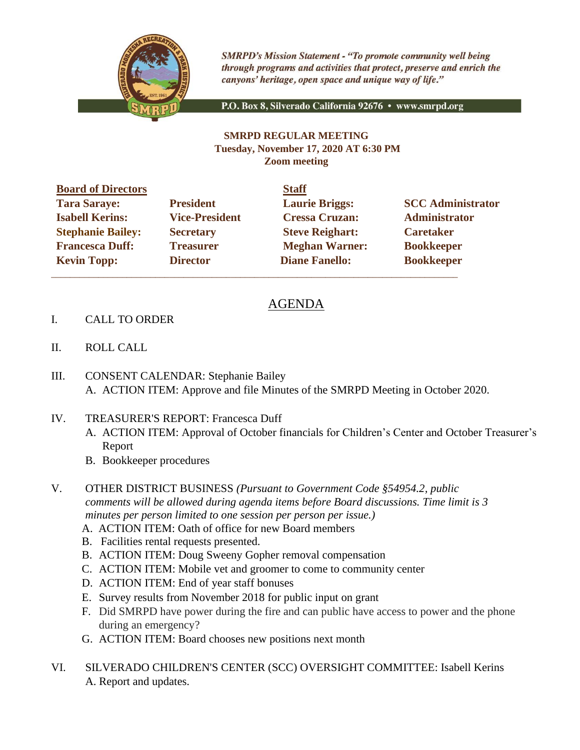*SMRPD's Mission Statement - "To promote community well being through programs and activities that protect, preserve and enrich the canyons' heritage, open space and unique way of life."*

P.O. Box 8, Silverado California 92676 • www.smrpd.org

**SMRPD REGULAR MEETING**
**Tuesday, November 17, 2020 AT 6:30 PM**
**Zoom meeting**

| **Board of Directors** | | **Staff** | |
|---|---|---|---|
| **Tara Saraye:** | **President** | **Laurie Briggs:** | **SCC Administrator** |
| **Isabell Kerins:** | **Vice-President** | **Cressa Cruzan:** | **Administrator** |
| **Stephanie Bailey:** | **Secretary** | **Steve Reighart:** | **Caretaker** |
| **Francesca Duff:** | **Treasurer** | **Meghan Warner:** | **Bookkeeper** |
| **Kevin Topp:** | **Director** | **Diane Fanello:** | **Bookkeeper** |

# AGENDA

I. CALL TO ORDER

II. ROLL CALL

III. CONSENT CALENDAR: Stephanie Bailey
  A. ACTION ITEM: Approve and file Minutes of the SMRPD Meeting in October 2020.

IV. TREASURER'S REPORT: Francesca Duff
  A. ACTION ITEM: Approval of October financials for Children's Center and October Treasurer's Report
  B. Bookkeeper procedures

V. OTHER DISTRICT BUSINESS *(Pursuant to Government Code §54954.2, public comments will be allowed during agenda items before Board discussions. Time limit is 3 minutes per person limited to one session per person per issue.)*
  A. ACTION ITEM: Oath of office for new Board members
  B. Facilities rental requests presented.
  B. ACTION ITEM: Doug Sweeny Gopher removal compensation
  C. ACTION ITEM: Mobile vet and groomer to come to community center
  D. ACTION ITEM: End of year staff bonuses
  E. Survey results from November 2018 for public input on grant
  F. Did SMRPD have power during the fire and can public have access to power and the phone during an emergency?
  G. ACTION ITEM: Board chooses new positions next month

VI. SILVERADO CHILDREN'S CENTER (SCC) OVERSIGHT COMMITTEE: Isabell Kerins
  A. Report and updates.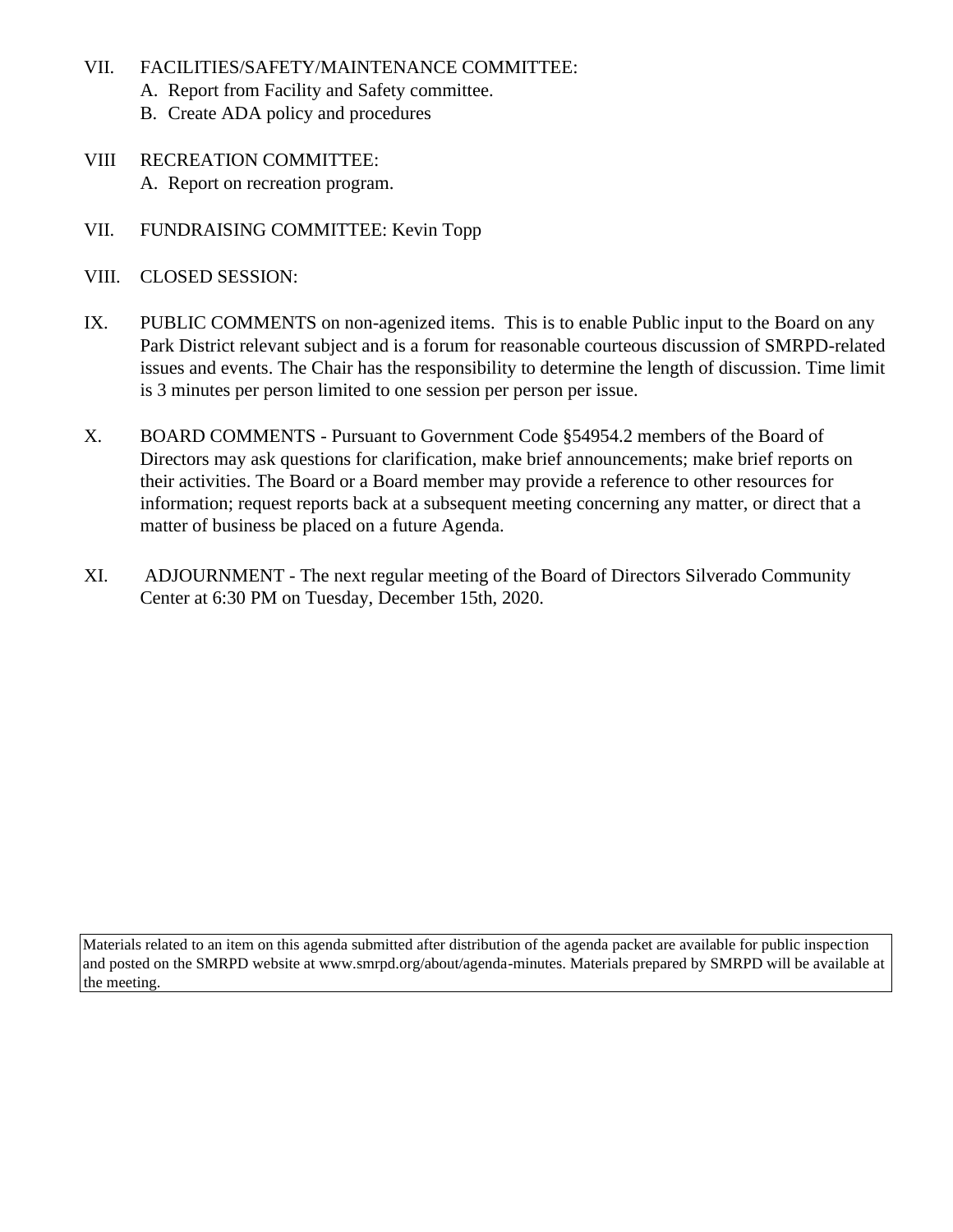VII. FACILITIES/SAFETY/MAINTENANCE COMMITTEE:

A. Report from Facility and Safety committee.

B. Create ADA policy and procedures

VIII RECREATION COMMITTEE:

A. Report on recreation program.

VII. FUNDRAISING COMMITTEE: Kevin Topp

VIII. CLOSED SESSION:

IX. PUBLIC COMMENTS on non-agenized items. This is to enable Public input to the Board on any Park District relevant subject and is a forum for reasonable courteous discussion of SMRPD-related issues and events. The Chair has the responsibility to determine the length of discussion. Time limit is 3 minutes per person limited to one session per person per issue.

X. BOARD COMMENTS - Pursuant to Government Code §54954.2 members of the Board of Directors may ask questions for clarification, make brief announcements; make brief reports on their activities. The Board or a Board member may provide a reference to other resources for information; request reports back at a subsequent meeting concerning any matter, or direct that a matter of business be placed on a future Agenda.

XI. ADJOURNMENT - The next regular meeting of the Board of Directors Silverado Community Center at 6:30 PM on Tuesday, December 15th, 2020.

Materials related to an item on this agenda submitted after distribution of the agenda packet are available for public inspection and posted on the SMRPD website at www.smrpd.org/about/agenda-minutes. Materials prepared by SMRPD will be available at the meeting.